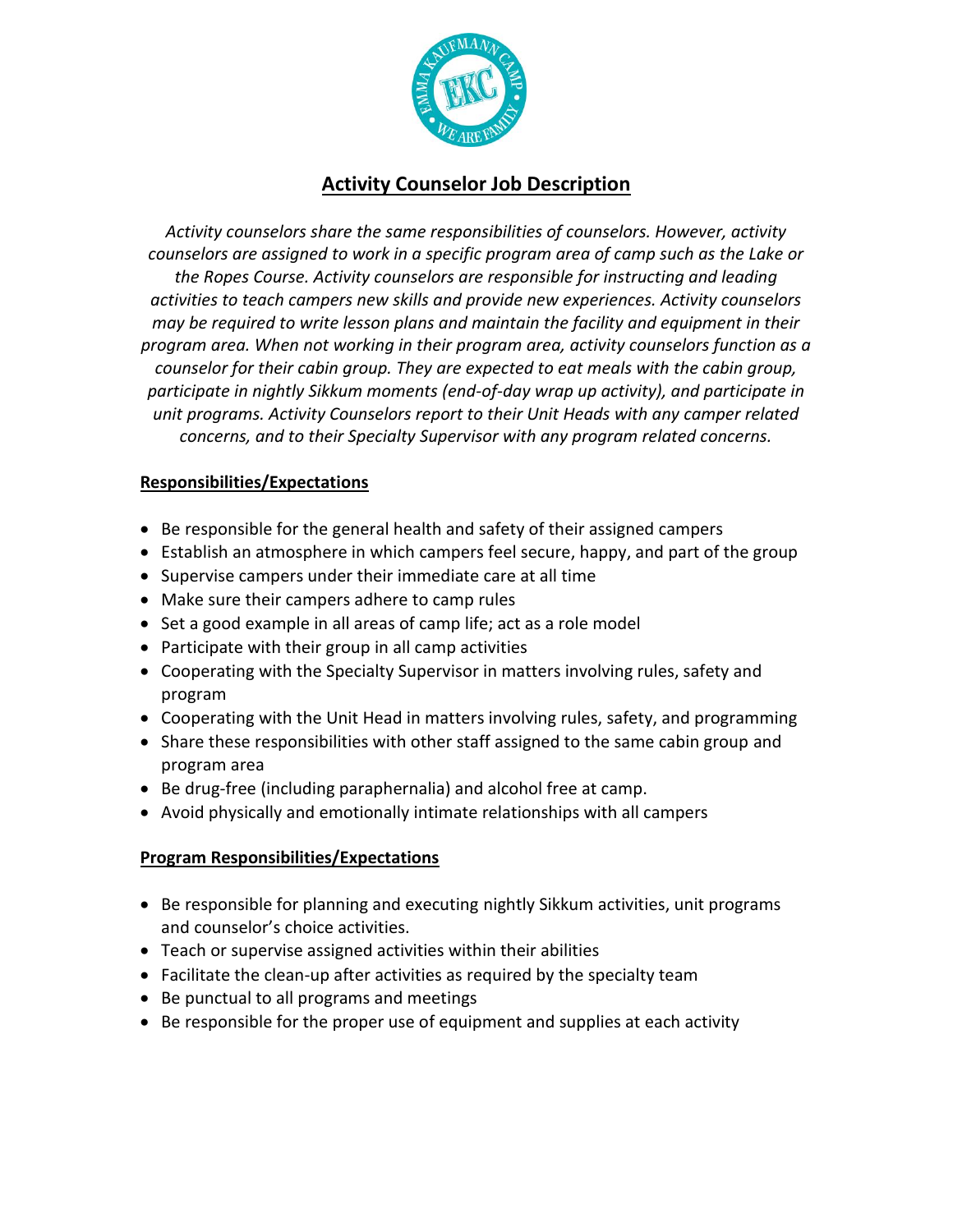# Activity Counselor Job Description

*Activity counselors share the same responsibilities of counselors. However, activity counselors are assigned to work in a specific program area of camp such as the Lake or the Ropes Course. Activity counselors are responsible for instructing and leading activities to teach campers new skills and provide new experiences. Activity counselors may be required to write lesson plans and maintain the facility and equipment in their program area. When not working in their program area, activity counselors function as a counselor for their cabin group. They are expected to eat meals with the cabin group, participate in nightly Sikkum moments (end-of-day wrap up activity), and participate in unit programs. Activity Counselors report to their Unit Heads with any camper related concerns, and to their Specialty Supervisor with any program related concerns.*

## Responsibilities/Expectations

- Be responsible for the general health and safety of their assigned campers
- Establish an atmosphere in which campers feel secure, happy, and part of the group
- Supervise campers under their immediate care at all time
- Make sure their campers adhere to camp rules
- Set a good example in all areas of camp life; act as a role model
- Participate with their group in all camp activities
- Cooperating with the Specialty Supervisor in matters involving rules, safety and program
- Cooperating with the Unit Head in matters involving rules, safety, and programming
- Share these responsibilities with other staff assigned to the same cabin group and program area
- Be drug-free (including paraphernalia) and alcohol free at camp.
- Avoid physically and emotionally intimate relationships with all campers

## Program Responsibilities/Expectations

- Be responsible for planning and executing nightly Sikkum activities, unit programs and counselor's choice activities.
- Teach or supervise assigned activities within their abilities
- Facilitate the clean-up after activities as required by the specialty team
- Be punctual to all programs and meetings
- Be responsible for the proper use of equipment and supplies at each activity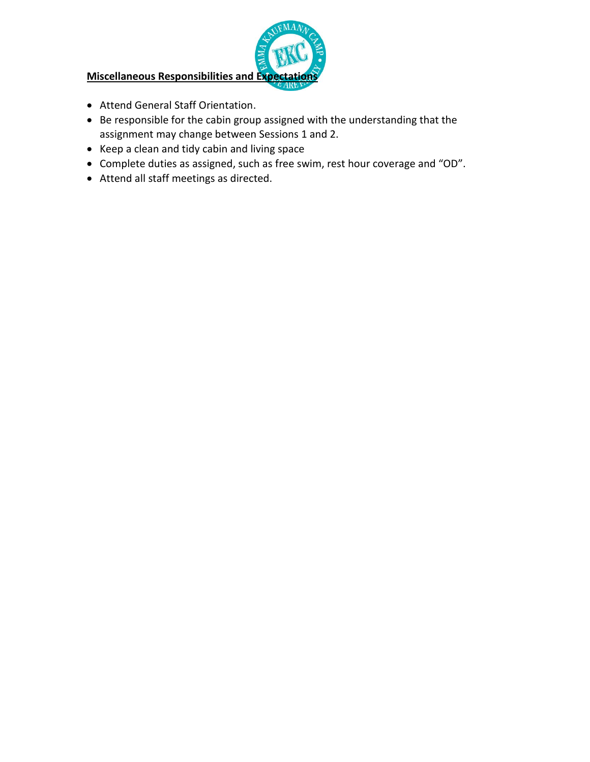**Miscellaneous Responsibilities and Expectations**

- Attend General Staff Orientation.
- Be responsible for the cabin group assigned with the understanding that the assignment may change between Sessions 1 and 2.
- Keep a clean and tidy cabin and living space
- Complete duties as assigned, such as free swim, rest hour coverage and "OD".
- Attend all staff meetings as directed.